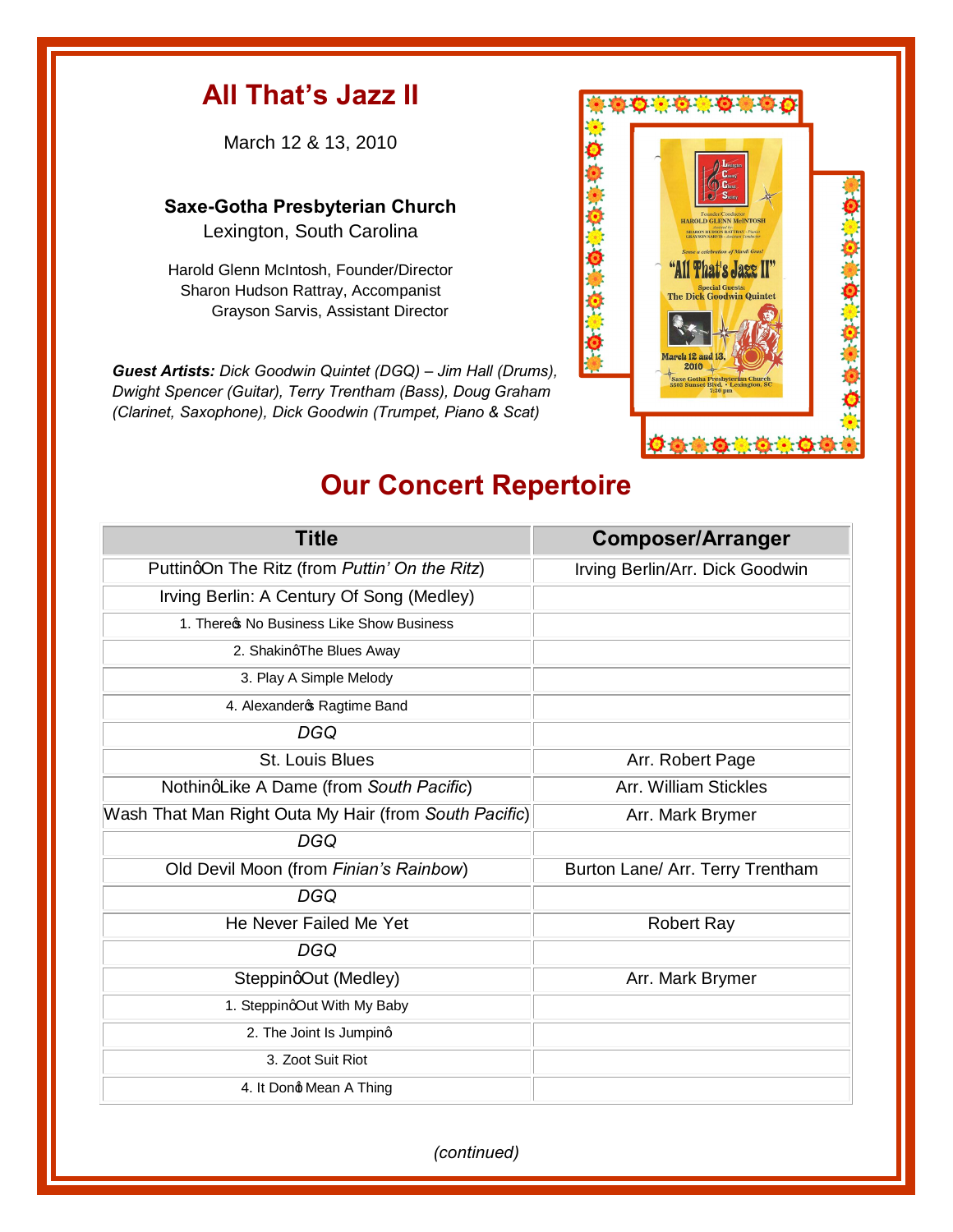# All That's Jazz II

March 12 & 13, 2010

**Saxe-Gotha Presbyterian Church**
Lexington, South Carolina

Harold Glenn McIntosh, Founder/Director
Sharon Hudson Rattray, Accompanist
Grayson Sarvis, Assistant Director

***Guest Artists:*** *Dick Goodwin Quintet (DGQ) – Jim Hall (Drums), Dwight Spencer (Guitar), Terry Trentham (Bass), Doug Graham (Clarinet, Saxophone), Dick Goodwin (Trumpet, Piano & Scat)*

## Our Concert Repertoire

| Title | Composer/Arranger |
|---|---|
| Puttin' On The Ritz (from *Puttin' On the Ritz*) | Irving Berlin/Arr. Dick Goodwin |
| Irving Berlin: A Century Of Song (Medley) | |
| 1. There's No Business Like Show Business | |
| 2. Shakin' The Blues Away | |
| 3. Play A Simple Melody | |
| 4. Alexander's Ragtime Band | |
| *DGQ* | |
| St. Louis Blues | Arr. Robert Page |
| Nothin' Like A Dame (from *South Pacific*) | Arr. William Stickles |
| Wash That Man Right Outa My Hair (from *South Pacific*) | Arr. Mark Brymer |
| *DGQ* | |
| Old Devil Moon (from *Finian's Rainbow*) | Burton Lane/ Arr. Terry Trentham |
| *DGQ* | |
| He Never Failed Me Yet | Robert Ray |
| *DGQ* | |
| Steppin' Out (Medley) | Arr. Mark Brymer |
| 1. Steppin' Out With My Baby | |
| 2. The Joint Is Jumpin' | |
| 3. Zoot Suit Riot | |
| 4. It Don't Mean A Thing | |

*(continued)*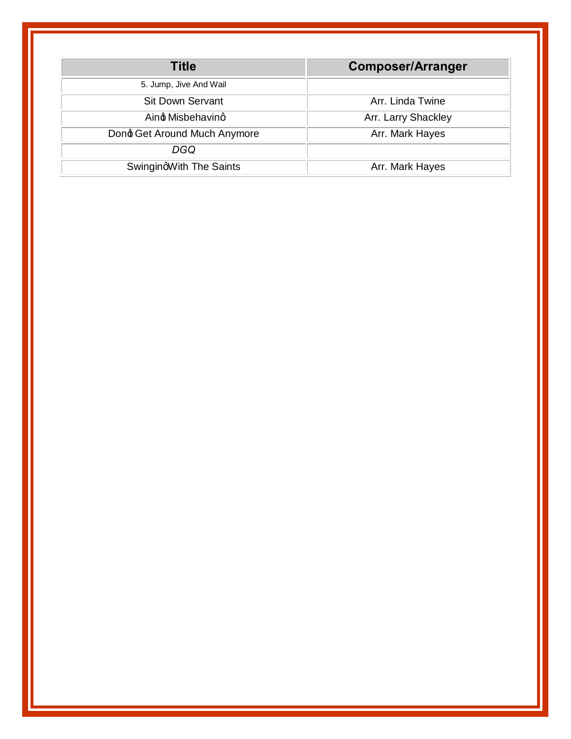| Title | Composer/Arranger |
| --- | --- |
| 5. Jump, Jive And Wail | |
| Sit Down Servant | Arr. Linda Twine |
| Ainʼt Misbehavinʼ | Arr. Larry Shackley |
| Donʼt Get Around Much Anymore | Arr. Mark Hayes |
| *DGQ* | |
| Swinginʼ With The Saints | Arr. Mark Hayes |